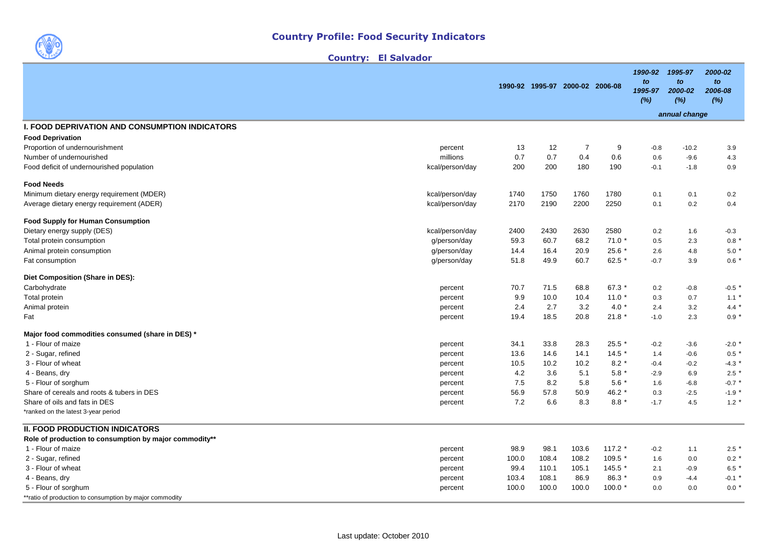# Country Profile: Food Security Indicators

## Country: El Salvador

| | | 1990-92 | 1995-97 | 2000-02 | 2006-08 | 1990-92 to 1995-97 (%) | 1995-97 to 2000-02 (%) | 2000-02 to 2006-08 (%) |
|---|---|---|---|---|---|---|---|---|
| | | | | | | | annual change | |
| **I. FOOD DEPRIVATION AND CONSUMPTION INDICATORS** | | | | | | | | |
| **Food Deprivation** | | | | | | | | |
| Proportion of undernourishment | percent | 13 | 12 | 7 | 9 | -0.8 | -10.2 | 3.9 |
| Number of undernourished | millions | 0.7 | 0.7 | 0.4 | 0.6 | 0.6 | -9.6 | 4.3 |
| Food deficit of undernourished population | kcal/person/day | 200 | 200 | 180 | 190 | -0.1 | -1.8 | 0.9 |
| **Food Needs** | | | | | | | | |
| Minimum dietary energy requirement (MDER) | kcal/person/day | 1740 | 1750 | 1760 | 1780 | 0.1 | 0.1 | 0.2 |
| Average dietary energy requirement (ADER) | kcal/person/day | 2170 | 2190 | 2200 | 2250 | 0.1 | 0.2 | 0.4 |
| **Food Supply for Human Consumption** | | | | | | | | |
| Dietary energy supply (DES) | kcal/person/day | 2400 | 2430 | 2630 | 2580 | 0.2 | 1.6 | -0.3 |
| Total protein consumption | g/person/day | 59.3 | 60.7 | 68.2 | 71.0 * | 0.5 | 2.3 | 0.8 * |
| Animal protein consumption | g/person/day | 14.4 | 16.4 | 20.9 | 25.6 * | 2.6 | 4.8 | 5.0 * |
| Fat consumption | g/person/day | 51.8 | 49.9 | 60.7 | 62.5 * | -0.7 | 3.9 | 0.6 * |
| **Diet Composition (Share in DES):** | | | | | | | | |
| Carbohydrate | percent | 70.7 | 71.5 | 68.8 | 67.3 * | 0.2 | -0.8 | -0.5 * |
| Total protein | percent | 9.9 | 10.0 | 10.4 | 11.0 * | 0.3 | 0.7 | 1.1 * |
| Animal protein | percent | 2.4 | 2.7 | 3.2 | 4.0 * | 2.4 | 3.2 | 4.4 * |
| Fat | percent | 19.4 | 18.5 | 20.8 | 21.8 * | -1.0 | 2.3 | 0.9 * |
| **Major food commodities consumed (share in DES) *** | | | | | | | | |
| 1 - Flour of maize | percent | 34.1 | 33.8 | 28.3 | 25.5 * | -0.2 | -3.6 | -2.0 * |
| 2 - Sugar, refined | percent | 13.6 | 14.6 | 14.1 | 14.5 * | 1.4 | -0.6 | 0.5 * |
| 3 - Flour of wheat | percent | 10.5 | 10.2 | 10.2 | 8.2 * | -0.4 | -0.2 | -4.3 * |
| 4 - Beans, dry | percent | 4.2 | 3.6 | 5.1 | 5.8 * | -2.9 | 6.9 | 2.5 * |
| 5 - Flour of sorghum | percent | 7.5 | 8.2 | 5.8 | 5.6 * | 1.6 | -6.8 | -0.7 * |
| Share of cereals and roots & tubers in DES | percent | 56.9 | 57.8 | 50.9 | 46.2 * | 0.3 | -2.5 | -1.9 * |
| Share of oils and fats in DES | percent | 7.2 | 6.6 | 8.3 | 8.8 * | -1.7 | 4.5 | 1.2 * |
| *ranked on the latest 3-year period | | | | | | | | |
| **II. FOOD PRODUCTION INDICATORS** | | | | | | | | |
| **Role of production to consumption by major commodity**** | | | | | | | | |
| 1 - Flour of maize | percent | 98.9 | 98.1 | 103.6 | 117.2 * | -0.2 | 1.1 | 2.5 * |
| 2 - Sugar, refined | percent | 100.0 | 108.4 | 108.2 | 109.5 * | 1.6 | 0.0 | 0.2 * |
| 3 - Flour of wheat | percent | 99.4 | 110.1 | 105.1 | 145.5 * | 2.1 | -0.9 | 6.5 * |
| 4 - Beans, dry | percent | 103.4 | 108.1 | 86.9 | 86.3 * | 0.9 | -4.4 | -0.1 * |
| 5 - Flour of sorghum | percent | 100.0 | 100.0 | 100.0 | 100.0 * | 0.0 | 0.0 | 0.0 * |
| **ratio of production to consumption by major commodity | | | | | | | | |

Last update: October 2010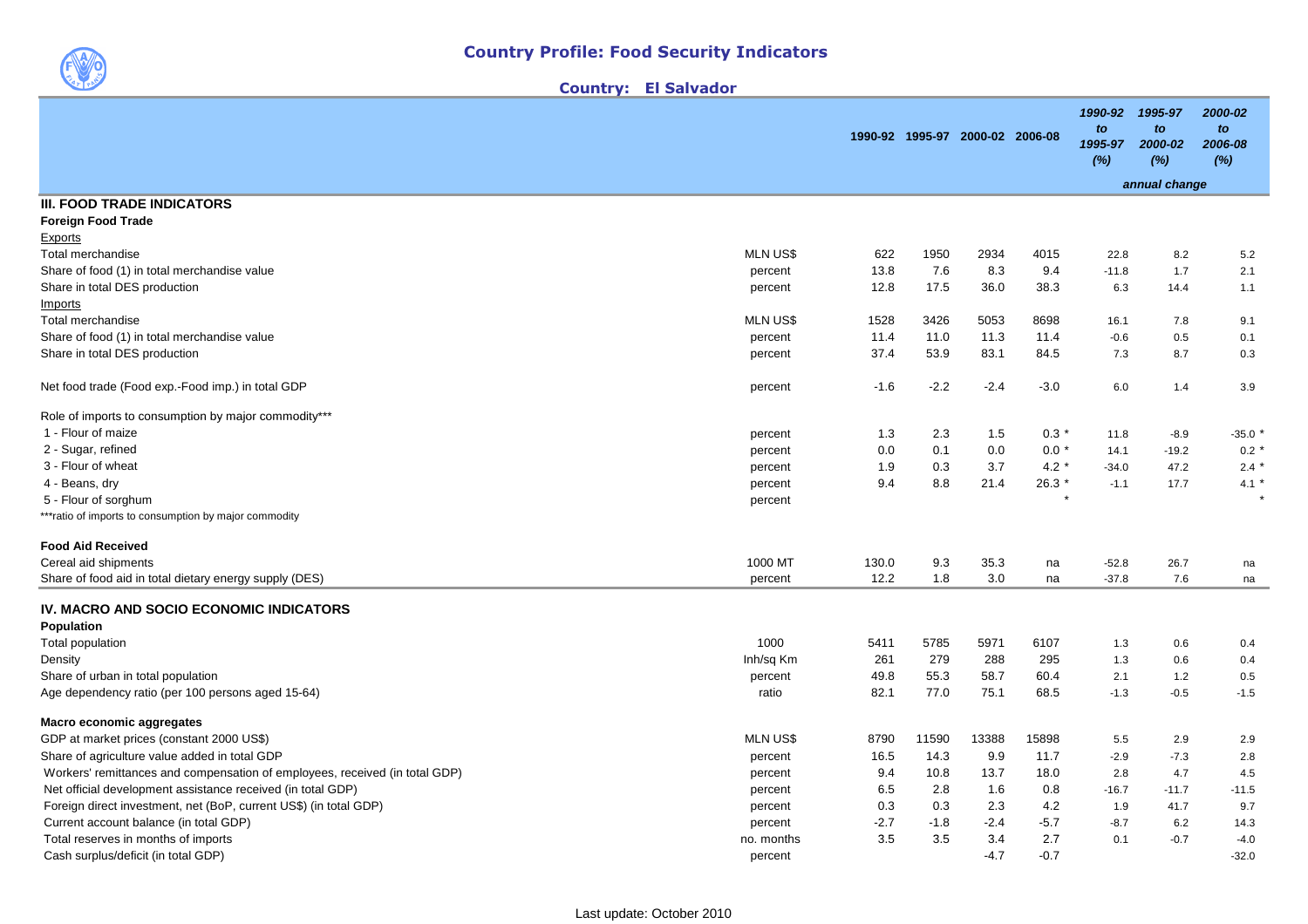## Country Profile: Food Security Indicators

**Country: El Salvador**

| | | 1990-92 | 1995-97 | 2000-02 | 2006-08 | *1990-92 to 1995-97 (%)* | *1995-97 to 2000-02 (%)* | *2000-02 to 2006-08 (%)* |
|---|---|---|---|---|---|---|---|---|
| | | | | | | | *annual change* | |
| **III. FOOD TRADE INDICATORS** | | | | | | | | |
| **Foreign Food Trade** | | | | | | | | |
| Exports | | | | | | | | |
| Total merchandise | MLN US$ | 622 | 1950 | 2934 | 4015 | 22.8 | 8.2 | 5.2 |
| Share of food (1) in total merchandise value | percent | 13.8 | 7.6 | 8.3 | 9.4 | -11.8 | 1.7 | 2.1 |
| Share in total DES production | percent | 12.8 | 17.5 | 36.0 | 38.3 | 6.3 | 14.4 | 1.1 |
| Imports | | | | | | | | |
| Total merchandise | MLN US$ | 1528 | 3426 | 5053 | 8698 | 16.1 | 7.8 | 9.1 |
| Share of food (1) in total merchandise value | percent | 11.4 | 11.0 | 11.3 | 11.4 | -0.6 | 0.5 | 0.1 |
| Share in total DES production | percent | 37.4 | 53.9 | 83.1 | 84.5 | 7.3 | 8.7 | 0.3 |
| Net food trade (Food exp.-Food imp.) in total GDP | percent | -1.6 | -2.2 | -2.4 | -3.0 | 6.0 | 1.4 | 3.9 |
| Role of imports to consumption by major commodity*** | | | | | | | | |
| 1 - Flour of maize | percent | 1.3 | 2.3 | 1.5 | 0.3 * | 11.8 | -8.9 | -35.0 * |
| 2 - Sugar, refined | percent | 0.0 | 0.1 | 0.0 | 0.0 * | 14.1 | -19.2 | 0.2 * |
| 3 - Flour of wheat | percent | 1.9 | 0.3 | 3.7 | 4.2 * | -34.0 | 47.2 | 2.4 * |
| 4 - Beans, dry | percent | 9.4 | 8.8 | 21.4 | 26.3 * | -1.1 | 17.7 | 4.1 * |
| 5 - Flour of sorghum | percent | | | | * | | | * |
| ***ratio of imports to consumption by major commodity | | | | | | | | |
| **Food Aid Received** | | | | | | | | |
| Cereal aid shipments | 1000 MT | 130.0 | 9.3 | 35.3 | na | -52.8 | 26.7 | na |
| Share of food aid in total dietary energy supply (DES) | percent | 12.2 | 1.8 | 3.0 | na | -37.8 | 7.6 | na |
| **IV. MACRO AND SOCIO ECONOMIC INDICATORS** | | | | | | | | |
| **Population** | | | | | | | | |
| Total population | 1000 | 5411 | 5785 | 5971 | 6107 | 1.3 | 0.6 | 0.4 |
| Density | Inh/sq Km | 261 | 279 | 288 | 295 | 1.3 | 0.6 | 0.4 |
| Share of urban in total population | percent | 49.8 | 55.3 | 58.7 | 60.4 | 2.1 | 1.2 | 0.5 |
| Age dependency ratio (per 100 persons aged 15-64) | ratio | 82.1 | 77.0 | 75.1 | 68.5 | -1.3 | -0.5 | -1.5 |
| **Macro economic aggregates** | | | | | | | | |
| GDP at market prices (constant 2000 US$) | MLN US$ | 8790 | 11590 | 13388 | 15898 | 5.5 | 2.9 | 2.9 |
| Share of agriculture value added in total GDP | percent | 16.5 | 14.3 | 9.9 | 11.7 | -2.9 | -7.3 | 2.8 |
| Workers' remittances and compensation of employees, received (in total GDP) | percent | 9.4 | 10.8 | 13.7 | 18.0 | 2.8 | 4.7 | 4.5 |
| Net official development assistance received (in total GDP) | percent | 6.5 | 2.8 | 1.6 | 0.8 | -16.7 | -11.7 | -11.5 |
| Foreign direct investment, net (BoP, current US$) (in total GDP) | percent | 0.3 | 0.3 | 2.3 | 4.2 | 1.9 | 41.7 | 9.7 |
| Current account balance (in total GDP) | percent | -2.7 | -1.8 | -2.4 | -5.7 | -8.7 | 6.2 | 14.3 |
| Total reserves in months of imports | no. months | 3.5 | 3.5 | 3.4 | 2.7 | 0.1 | -0.7 | -4.0 |
| Cash surplus/deficit (in total GDP) | percent | | | -4.7 | -0.7 | | | -32.0 |

Last update: October 2010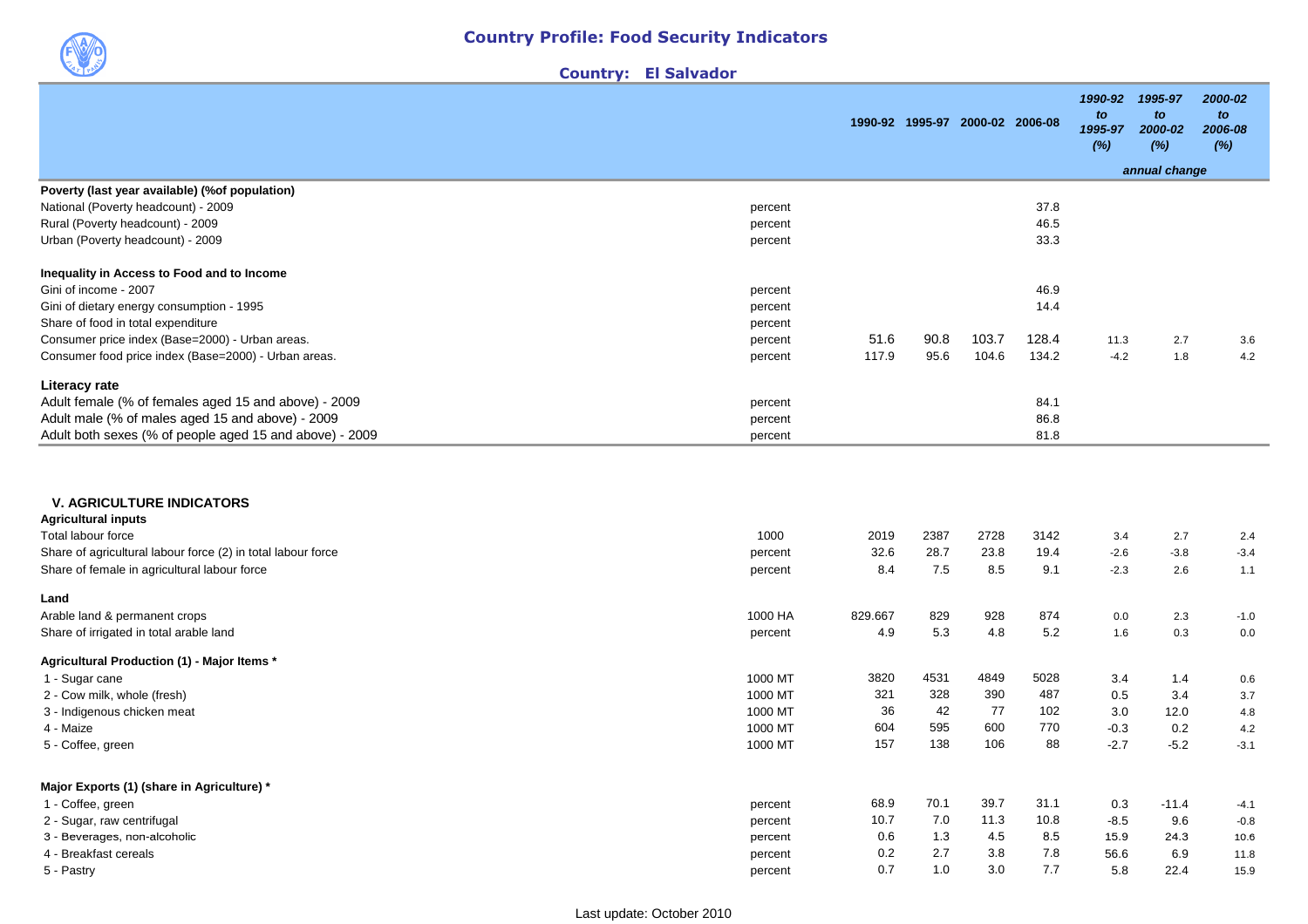# Country Profile: Food Security Indicators

## Country: El Salvador

| | | 1990-92 | 1995-97 | 2000-02 | 2006-08 | *1990-92 to 1995-97 (%)* | *1995-97 to 2000-02 (%)* | *2000-02 to 2006-08 (%)* |
|---|---|---|---|---|---|---|---|---|
| | | | | | | | *annual change* | |
| **Poverty (last year available) (%of population)** | | | | | | | | |
| National (Poverty headcount) - 2009 | percent | | | | 37.8 | | | |
| Rural (Poverty headcount) - 2009 | percent | | | | 46.5 | | | |
| Urban (Poverty headcount) - 2009 | percent | | | | 33.3 | | | |
| **Inequality in Access to Food and to Income** | | | | | | | | |
| Gini of income - 2007 | percent | | | | 46.9 | | | |
| Gini of dietary energy consumption - 1995 | percent | | | | 14.4 | | | |
| Share of food in total expenditure | percent | | | | | | | |
| Consumer price index (Base=2000) - Urban areas. | percent | 51.6 | 90.8 | 103.7 | 128.4 | 11.3 | 2.7 | 3.6 |
| Consumer food price index (Base=2000) - Urban areas. | percent | 117.9 | 95.6 | 104.6 | 134.2 | -4.2 | 1.8 | 4.2 |
| **Literacy rate** | | | | | | | | |
| Adult female (% of females aged 15 and above) - 2009 | percent | | | | 84.1 | | | |
| Adult male (% of males aged 15 and above) - 2009 | percent | | | | 86.8 | | | |
| Adult both sexes (% of people aged 15 and above) - 2009 | percent | | | | 81.8 | | | |

## V. AGRICULTURE INDICATORS

| | | 1990-92 | 1995-97 | 2000-02 | 2006-08 | 1990-92 to 1995-97 (%) | 1995-97 to 2000-02 (%) | 2000-02 to 2006-08 (%) |
|---|---|---|---|---|---|---|---|---|
| **Agricultural inputs** | | | | | | | | |
| Total labour force | 1000 | 2019 | 2387 | 2728 | 3142 | 3.4 | 2.7 | 2.4 |
| Share of agricultural labour force (2) in total labour force | percent | 32.6 | 28.7 | 23.8 | 19.4 | -2.6 | -3.8 | -3.4 |
| Share of female in agricultural labour force | percent | 8.4 | 7.5 | 8.5 | 9.1 | -2.3 | 2.6 | 1.1 |
| **Land** | | | | | | | | |
| Arable land & permanent crops | 1000 HA | 829.667 | 829 | 928 | 874 | 0.0 | 2.3 | -1.0 |
| Share of irrigated in total arable land | percent | 4.9 | 5.3 | 4.8 | 5.2 | 1.6 | 0.3 | 0.0 |
| **Agricultural Production (1) - Major Items *** | | | | | | | | |
| 1 - Sugar cane | 1000 MT | 3820 | 4531 | 4849 | 5028 | 3.4 | 1.4 | 0.6 |
| 2 - Cow milk, whole (fresh) | 1000 MT | 321 | 328 | 390 | 487 | 0.5 | 3.4 | 3.7 |
| 3 - Indigenous chicken meat | 1000 MT | 36 | 42 | 77 | 102 | 3.0 | 12.0 | 4.8 |
| 4 - Maize | 1000 MT | 604 | 595 | 600 | 770 | -0.3 | 0.2 | 4.2 |
| 5 - Coffee, green | 1000 MT | 157 | 138 | 106 | 88 | -2.7 | -5.2 | -3.1 |
| **Major Exports (1) (share in Agriculture) *** | | | | | | | | |
| 1 - Coffee, green | percent | 68.9 | 70.1 | 39.7 | 31.1 | 0.3 | -11.4 | -4.1 |
| 2 - Sugar, raw centrifugal | percent | 10.7 | 7.0 | 11.3 | 10.8 | -8.5 | 9.6 | -0.8 |
| 3 - Beverages, non-alcoholic | percent | 0.6 | 1.3 | 4.5 | 8.5 | 15.9 | 24.3 | 10.6 |
| 4 - Breakfast cereals | percent | 0.2 | 2.7 | 3.8 | 7.8 | 56.6 | 6.9 | 11.8 |
| 5 - Pastry | percent | 0.7 | 1.0 | 3.0 | 7.7 | 5.8 | 22.4 | 15.9 |

Last update: October 2010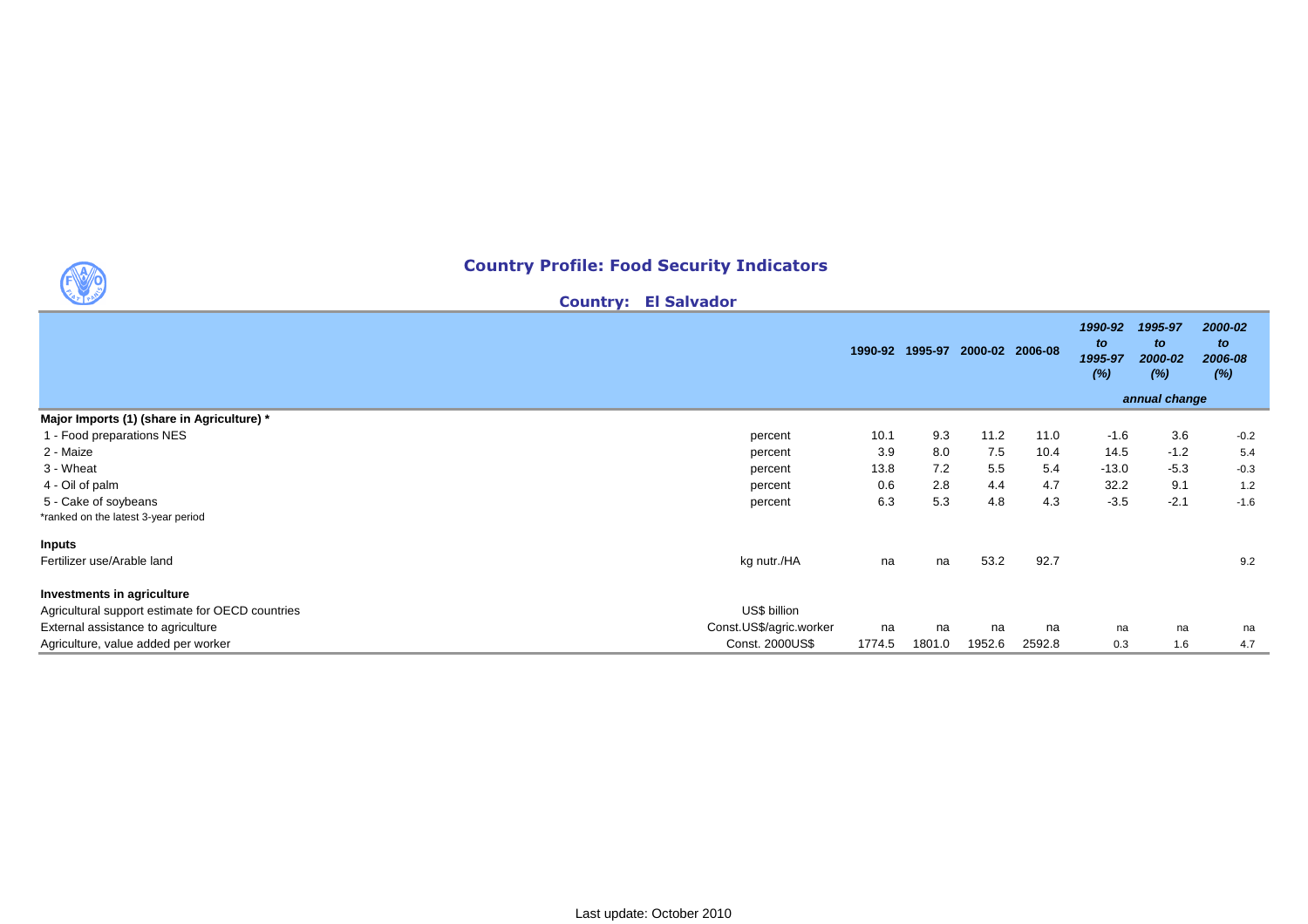## Country Profile: Food Security Indicators

### Country: El Salvador

| | | 1990-92 | 1995-97 | 2000-02 | 2006-08 | *1990-92 to 1995-97 (%)* | *1995-97 to 2000-02 (%)* | *2000-02 to 2006-08 (%)* |
|---|---|---|---|---|---|---|---|---|
| | | | | | | | *annual change* | |
| **Major Imports (1) (share in Agriculture) *** | | | | | | | | |
| 1 - Food preparations NES | percent | 10.1 | 9.3 | 11.2 | 11.0 | -1.6 | 3.6 | -0.2 |
| 2 - Maize | percent | 3.9 | 8.0 | 7.5 | 10.4 | 14.5 | -1.2 | 5.4 |
| 3 - Wheat | percent | 13.8 | 7.2 | 5.5 | 5.4 | -13.0 | -5.3 | -0.3 |
| 4 - Oil of palm | percent | 0.6 | 2.8 | 4.4 | 4.7 | 32.2 | 9.1 | 1.2 |
| 5 - Cake of soybeans | percent | 6.3 | 5.3 | 4.8 | 4.3 | -3.5 | -2.1 | -1.6 |
| *ranked on the latest 3-year period | | | | | | | | |
| **Inputs** | | | | | | | | |
| Fertilizer use/Arable land | kg nutr./HA | na | na | 53.2 | 92.7 | | | 9.2 |
| **Investments in agriculture** | | | | | | | | |
| Agricultural support estimate for OECD countries | US$ billion | | | | | | | |
| External assistance to agriculture | Const.US$/agric.worker | na | na | na | na | na | na | na |
| Agriculture, value added per worker | Const. 2000US$ | 1774.5 | 1801.0 | 1952.6 | 2592.8 | 0.3 | 1.6 | 4.7 |

Last update: October 2010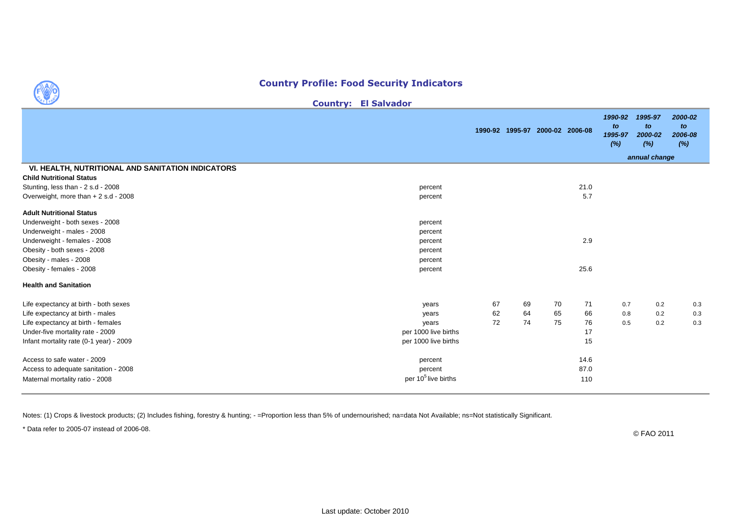# Country Profile: Food Security Indicators

## Country: El Salvador

| | | 1990-92 | 1995-97 | 2000-02 | 2006-08 | 1990-92 to 1995-97 (%) | 1995-97 to 2000-02 (%) | 2000-02 to 2006-08 (%) |
|---|---|---|---|---|---|---|---|---|
| | | | | | | | annual change | |
| **VI. HEALTH, NUTRITIONAL AND SANITATION INDICATORS** | | | | | | | | |
| **Child Nutritional Status** | | | | | | | | |
| Stunting, less than - 2 s.d - 2008 | percent | | | | 21.0 | | | |
| Overweight, more than + 2 s.d - 2008 | percent | | | | 5.7 | | | |
| **Adult Nutritional Status** | | | | | | | | |
| Underweight - both sexes - 2008 | percent | | | | | | | |
| Underweight - males - 2008 | percent | | | | | | | |
| Underweight - females - 2008 | percent | | | | 2.9 | | | |
| Obesity - both sexes - 2008 | percent | | | | | | | |
| Obesity - males - 2008 | percent | | | | | | | |
| Obesity - females - 2008 | percent | | | | 25.6 | | | |
| **Health and Sanitation** | | | | | | | | |
| Life expectancy at birth - both sexes | years | 67 | 69 | 70 | 71 | 0.7 | 0.2 | 0.3 |
| Life expectancy at birth - males | years | 62 | 64 | 65 | 66 | 0.8 | 0.2 | 0.3 |
| Life expectancy at birth - females | years | 72 | 74 | 75 | 76 | 0.5 | 0.2 | 0.3 |
| Under-five mortality rate - 2009 | per 1000 live births | | | | 17 | | | |
| Infant mortality rate (0-1 year) - 2009 | per 1000 live births | | | | 15 | | | |
| Access to safe water - 2009 | percent | | | | 14.6 | | | |
| Access to adequate sanitation - 2008 | percent | | | | 87.0 | | | |
| Maternal mortality ratio - 2008 | per $10^5$ live births | | | | 110 | | | |

Notes: (1) Crops & livestock products; (2) Includes fishing, forestry & hunting; - =Proportion less than 5% of undernourished; na=data Not Available; ns=Not statistically Significant.

* Data refer to 2005-07 instead of 2006-08.

© FAO 2011

Last update: October 2010